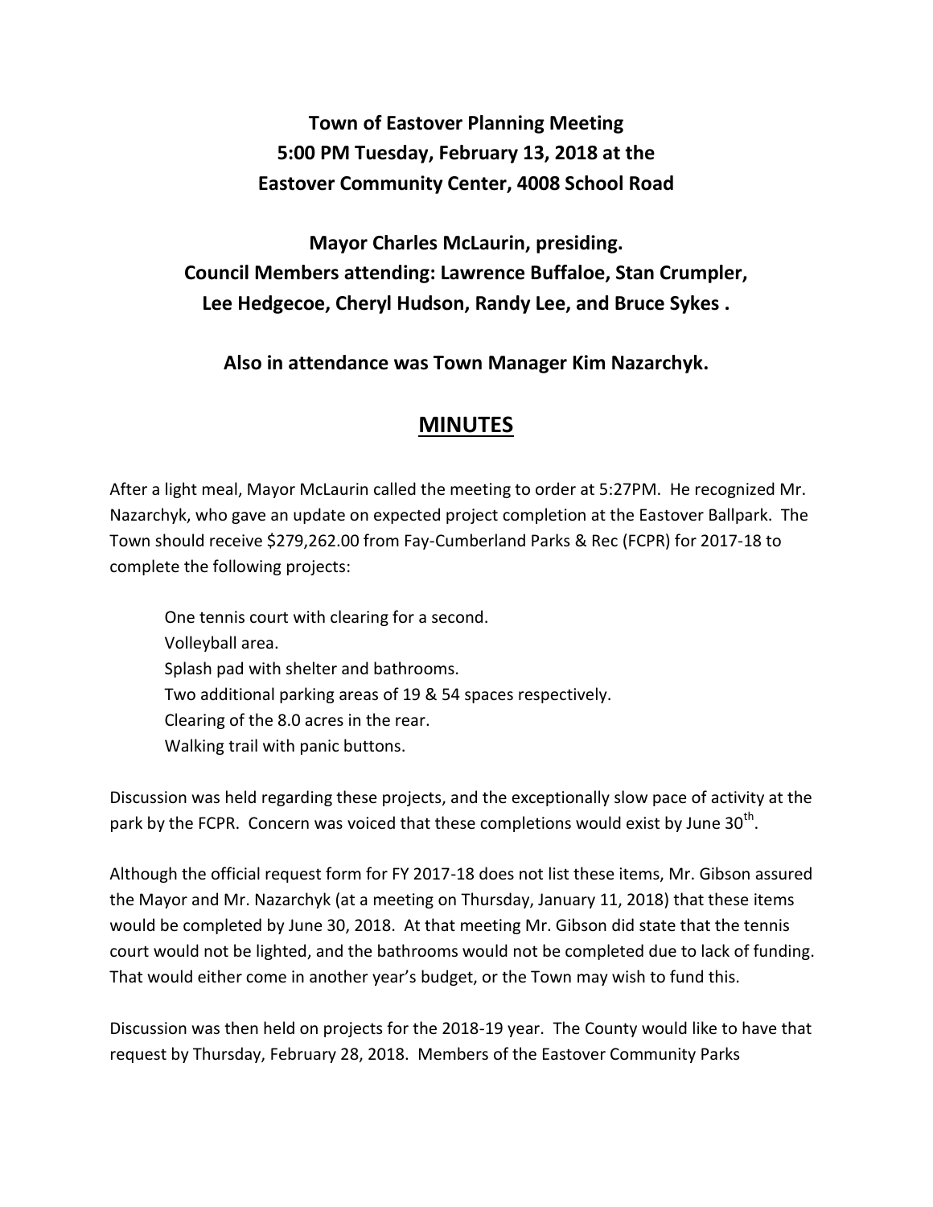**Town of Eastover Planning Meeting**
**5:00 PM Tuesday, February 13, 2018 at the**
**Eastover Community Center, 4008 School Road**

**Mayor Charles McLaurin, presiding.**
**Council Members attending: Lawrence Buffaloe, Stan Crumpler, Lee Hedgecoe, Cheryl Hudson, Randy Lee, and Bruce Sykes .**

**Also in attendance was Town Manager Kim Nazarchyk.**

# MINUTES

After a light meal, Mayor McLaurin called the meeting to order at 5:27PM. He recognized Mr. Nazarchyk, who gave an update on expected project completion at the Eastover Ballpark. The Town should receive $279,262.00 from Fay-Cumberland Parks & Rec (FCPR) for 2017-18 to complete the following projects:

- One tennis court with clearing for a second.
- Volleyball area.
- Splash pad with shelter and bathrooms.
- Two additional parking areas of 19 & 54 spaces respectively.
- Clearing of the 8.0 acres in the rear.
- Walking trail with panic buttons.

Discussion was held regarding these projects, and the exceptionally slow pace of activity at the park by the FCPR. Concern was voiced that these completions would exist by June 30th.

Although the official request form for FY 2017-18 does not list these items, Mr. Gibson assured the Mayor and Mr. Nazarchyk (at a meeting on Thursday, January 11, 2018) that these items would be completed by June 30, 2018. At that meeting Mr. Gibson did state that the tennis court would not be lighted, and the bathrooms would not be completed due to lack of funding. That would either come in another year's budget, or the Town may wish to fund this.

Discussion was then held on projects for the 2018-19 year. The County would like to have that request by Thursday, February 28, 2018. Members of the Eastover Community Parks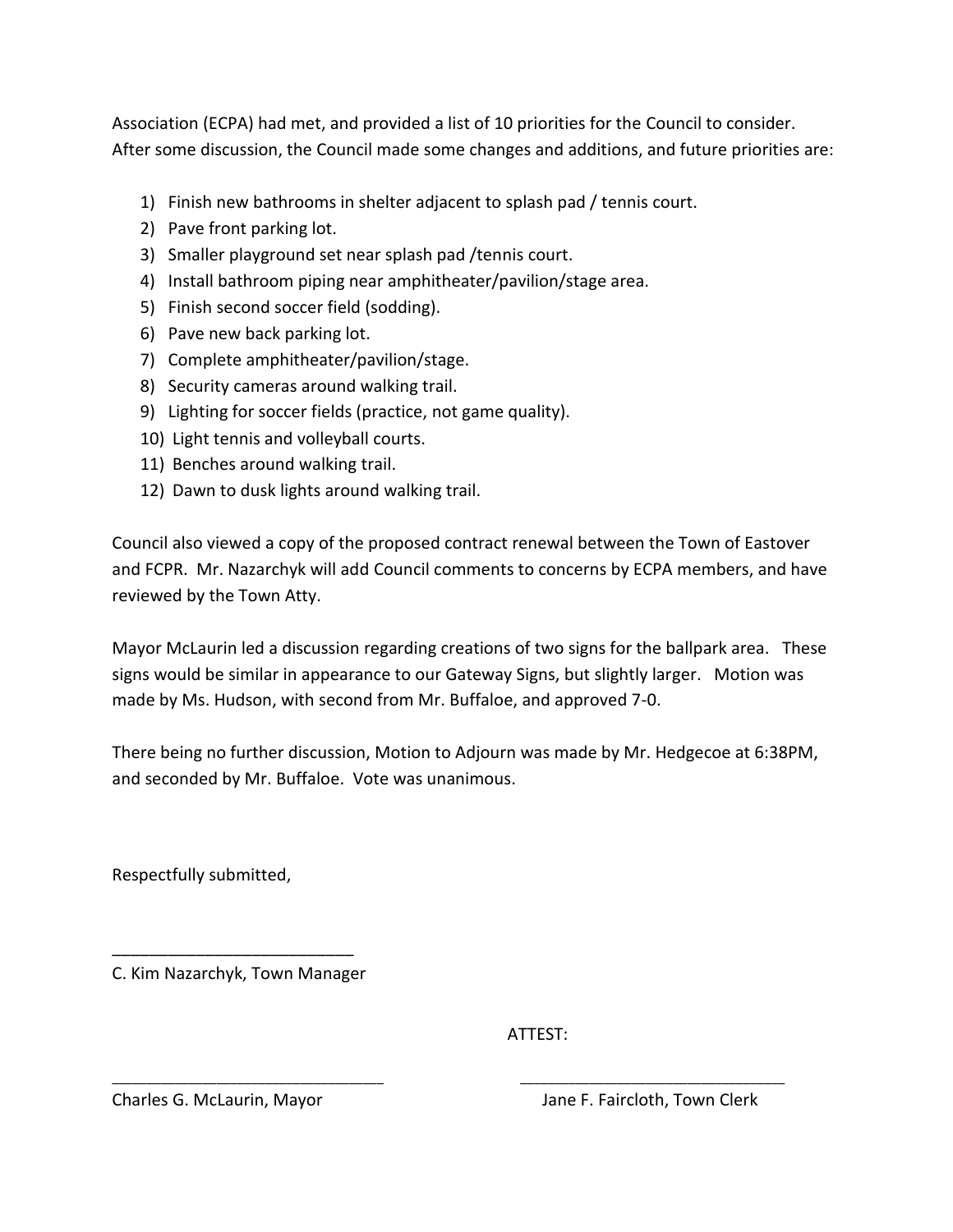Association (ECPA) had met, and provided a list of 10 priorities for the Council to consider. After some discussion, the Council made some changes and additions, and future priorities are:

1) Finish new bathrooms in shelter adjacent to splash pad / tennis court.
2) Pave front parking lot.
3) Smaller playground set near splash pad /tennis court.
4) Install bathroom piping near amphitheater/pavilion/stage area.
5) Finish second soccer field (sodding).
6) Pave new back parking lot.
7) Complete amphitheater/pavilion/stage.
8) Security cameras around walking trail.
9) Lighting for soccer fields (practice, not game quality).
10) Light tennis and volleyball courts.
11) Benches around walking trail.
12) Dawn to dusk lights around walking trail.

Council also viewed a copy of the proposed contract renewal between the Town of Eastover and FCPR. Mr. Nazarchyk will add Council comments to concerns by ECPA members, and have reviewed by the Town Atty.

Mayor McLaurin led a discussion regarding creations of two signs for the ballpark area. These signs would be similar in appearance to our Gateway Signs, but slightly larger. Motion was made by Ms. Hudson, with second from Mr. Buffaloe, and approved 7-0.

There being no further discussion, Motion to Adjourn was made by Mr. Hedgecoe at 6:38PM, and seconded by Mr. Buffaloe. Vote was unanimous.

Respectfully submitted,

___________________________
C. Kim Nazarchyk, Town Manager

ATTEST:

_______________________________
Charles G. McLaurin, Mayor

_______________________________
Jane F. Faircloth, Town Clerk